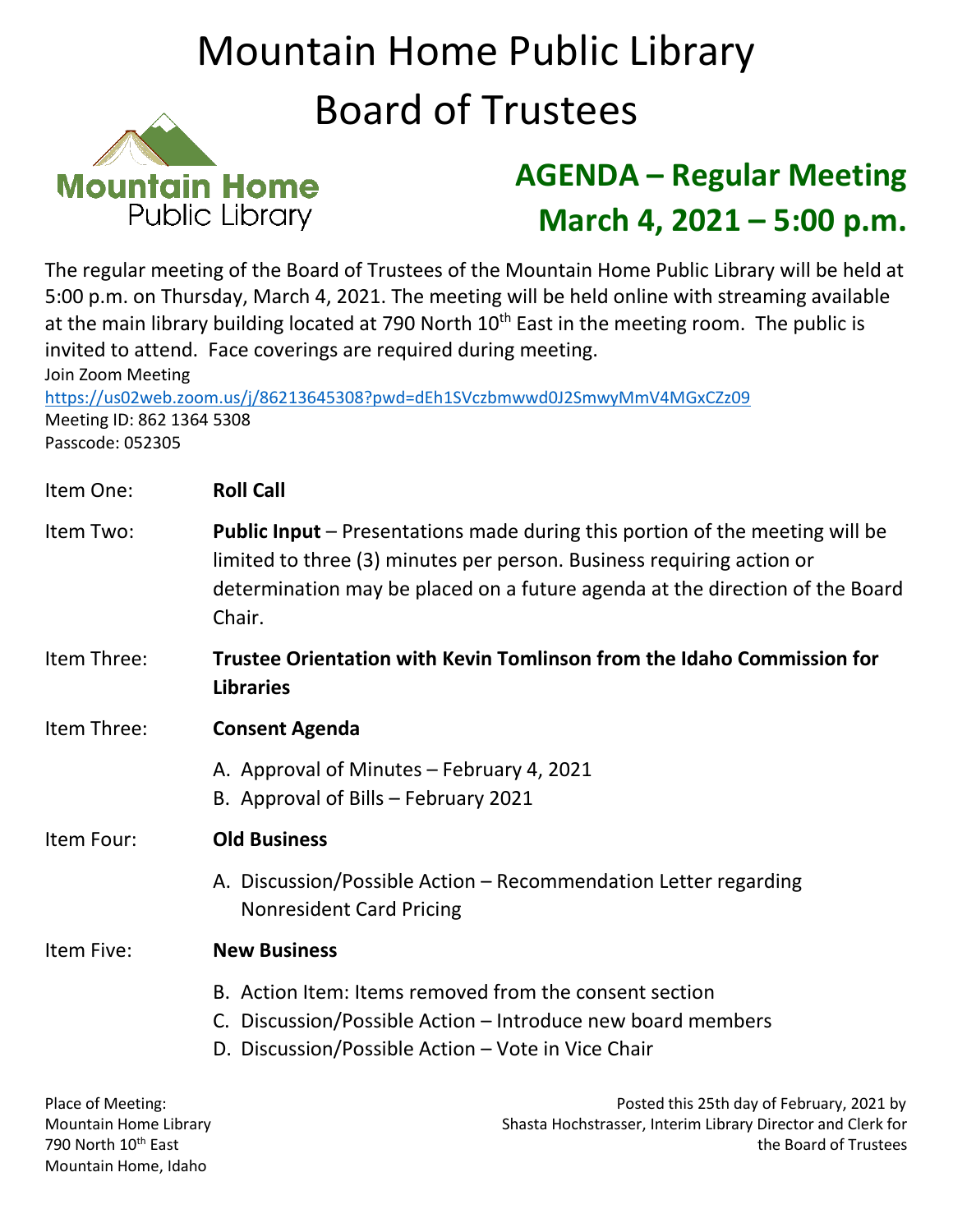# Mountain Home Public Library Board of Trustees

Mountain Home Public Library

## AGENDA – Regular Meeting
## March 4, 2021 – 5:00 p.m.

The regular meeting of the Board of Trustees of the Mountain Home Public Library will be held at 5:00 p.m. on Thursday, March 4, 2021. The meeting will be held online with streaming available at the main library building located at 790 North 10th East in the meeting room. The public is invited to attend. Face coverings are required during meeting.

Join Zoom Meeting
https://us02web.zoom.us/j/86213645308?pwd=dEh1SVczbmwwd0J2SmwyMmV4MGxCZz09
Meeting ID: 862 1364 5308
Passcode: 052305

Item One: **Roll Call**

Item Two: **Public Input** – Presentations made during this portion of the meeting will be limited to three (3) minutes per person. Business requiring action or determination may be placed on a future agenda at the direction of the Board Chair.

Item Three: **Trustee Orientation with Kevin Tomlinson from the Idaho Commission for Libraries**

Item Three: **Consent Agenda**

A. Approval of Minutes – February 4, 2021
B. Approval of Bills – February 2021

Item Four: **Old Business**

A. Discussion/Possible Action – Recommendation Letter regarding Nonresident Card Pricing

Item Five: **New Business**

B. Action Item: Items removed from the consent section
C. Discussion/Possible Action – Introduce new board members
D. Discussion/Possible Action – Vote in Vice Chair

Place of Meeting:
Mountain Home Library
790 North 10th East
Mountain Home, Idaho

Posted this 25th day of February, 2021 by Shasta Hochstrasser, Interim Library Director and Clerk for the Board of Trustees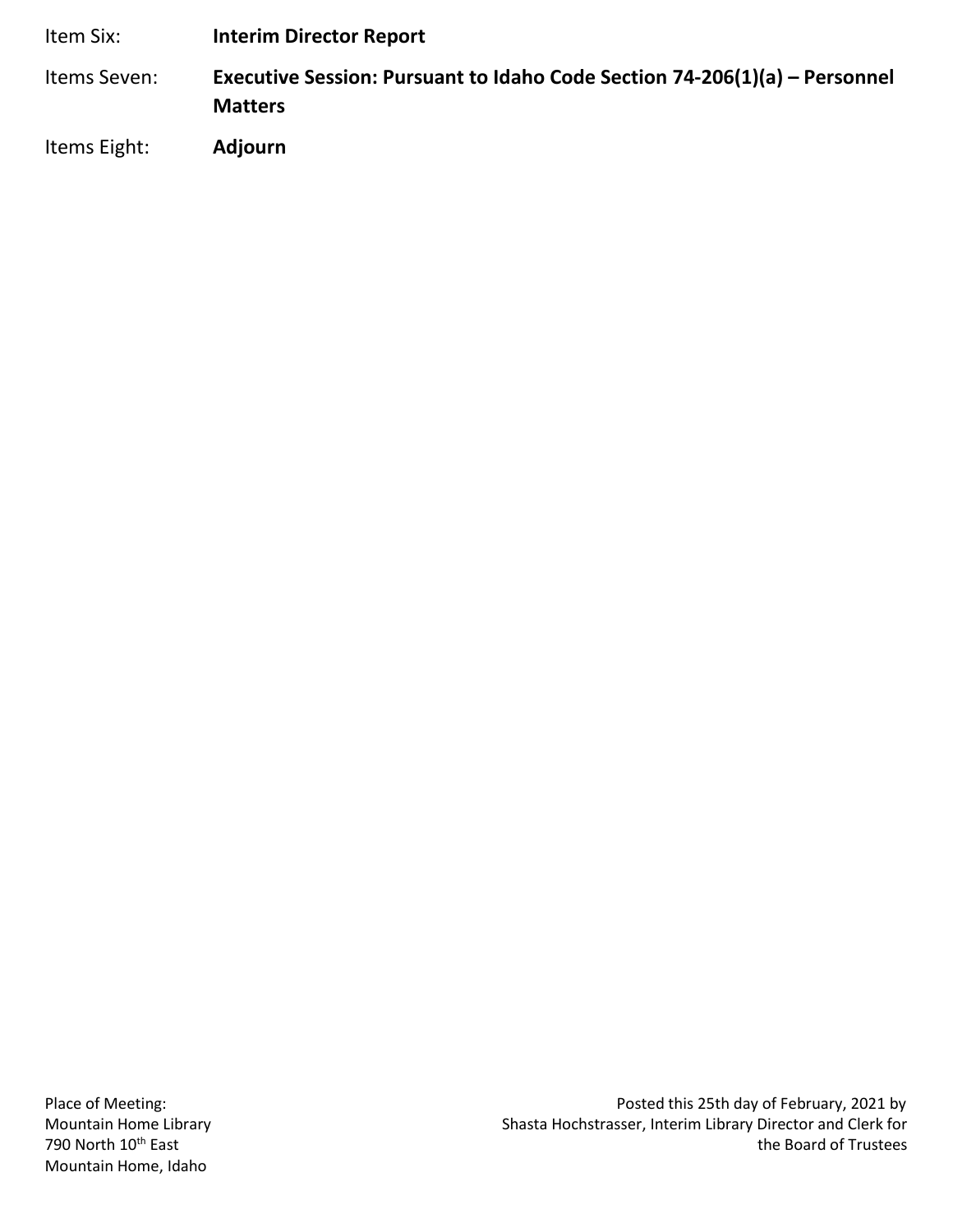Item Six: **Interim Director Report**

Items Seven: **Executive Session: Pursuant to Idaho Code Section 74-206(1)(a) – Personnel Matters**

Items Eight: **Adjourn**

Place of Meeting:
Mountain Home Library
790 North 10th East
Mountain Home, Idaho

Posted this 25th day of February, 2021 by
Shasta Hochstrasser, Interim Library Director and Clerk for
the Board of Trustees